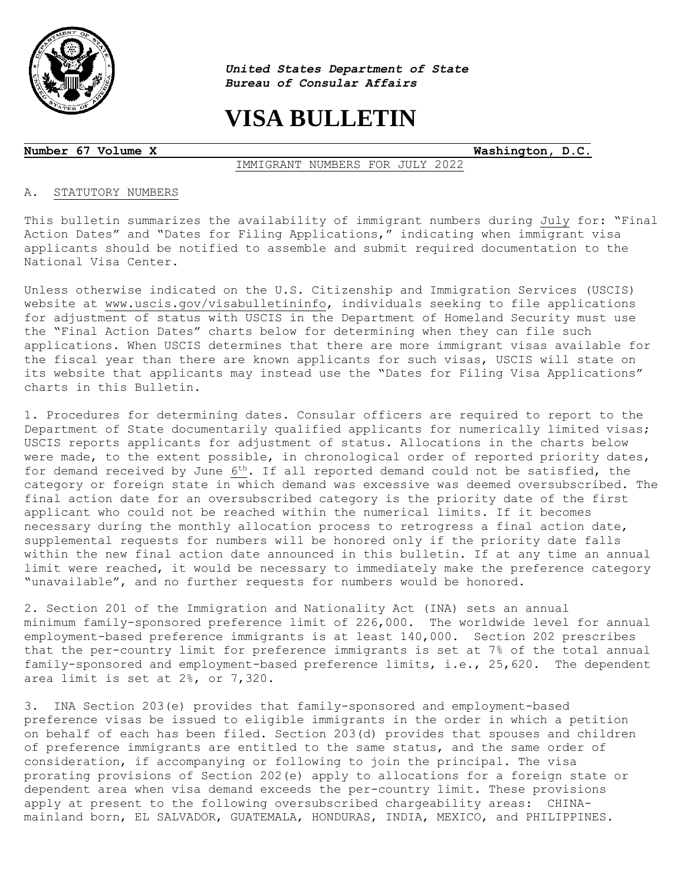*United States Department of State*
*Bureau of Consular Affairs*

# VISA BULLETIN

**Number 67 Volume X** **Washington, D.C.**

IMMIGRANT NUMBERS FOR JULY 2022

## A. STATUTORY NUMBERS

This bulletin summarizes the availability of immigrant numbers during July for: "Final Action Dates" and "Dates for Filing Applications," indicating when immigrant visa applicants should be notified to assemble and submit required documentation to the National Visa Center.

Unless otherwise indicated on the U.S. Citizenship and Immigration Services (USCIS) website at www.uscis.gov/visabulletininfo, individuals seeking to file applications for adjustment of status with USCIS in the Department of Homeland Security must use the "Final Action Dates" charts below for determining when they can file such applications. When USCIS determines that there are more immigrant visas available for the fiscal year than there are known applicants for such visas, USCIS will state on its website that applicants may instead use the "Dates for Filing Visa Applications" charts in this Bulletin.

1. Procedures for determining dates. Consular officers are required to report to the Department of State documentarily qualified applicants for numerically limited visas; USCIS reports applicants for adjustment of status. Allocations in the charts below were made, to the extent possible, in chronological order of reported priority dates, for demand received by June 6th. If all reported demand could not be satisfied, the category or foreign state in which demand was excessive was deemed oversubscribed. The final action date for an oversubscribed category is the priority date of the first applicant who could not be reached within the numerical limits. If it becomes necessary during the monthly allocation process to retrogress a final action date, supplemental requests for numbers will be honored only if the priority date falls within the new final action date announced in this bulletin. If at any time an annual limit were reached, it would be necessary to immediately make the preference category "unavailable", and no further requests for numbers would be honored.

2. Section 201 of the Immigration and Nationality Act (INA) sets an annual minimum family-sponsored preference limit of 226,000. The worldwide level for annual employment-based preference immigrants is at least 140,000. Section 202 prescribes that the per-country limit for preference immigrants is set at 7% of the total annual family-sponsored and employment-based preference limits, i.e., 25,620. The dependent area limit is set at 2%, or 7,320.

3. INA Section 203(e) provides that family-sponsored and employment-based preference visas be issued to eligible immigrants in the order in which a petition on behalf of each has been filed. Section 203(d) provides that spouses and children of preference immigrants are entitled to the same status, and the same order of consideration, if accompanying or following to join the principal. The visa prorating provisions of Section 202(e) apply to allocations for a foreign state or dependent area when visa demand exceeds the per-country limit. These provisions apply at present to the following oversubscribed chargeability areas: CHINA-mainland born, EL SALVADOR, GUATEMALA, HONDURAS, INDIA, MEXICO, and PHILIPPINES.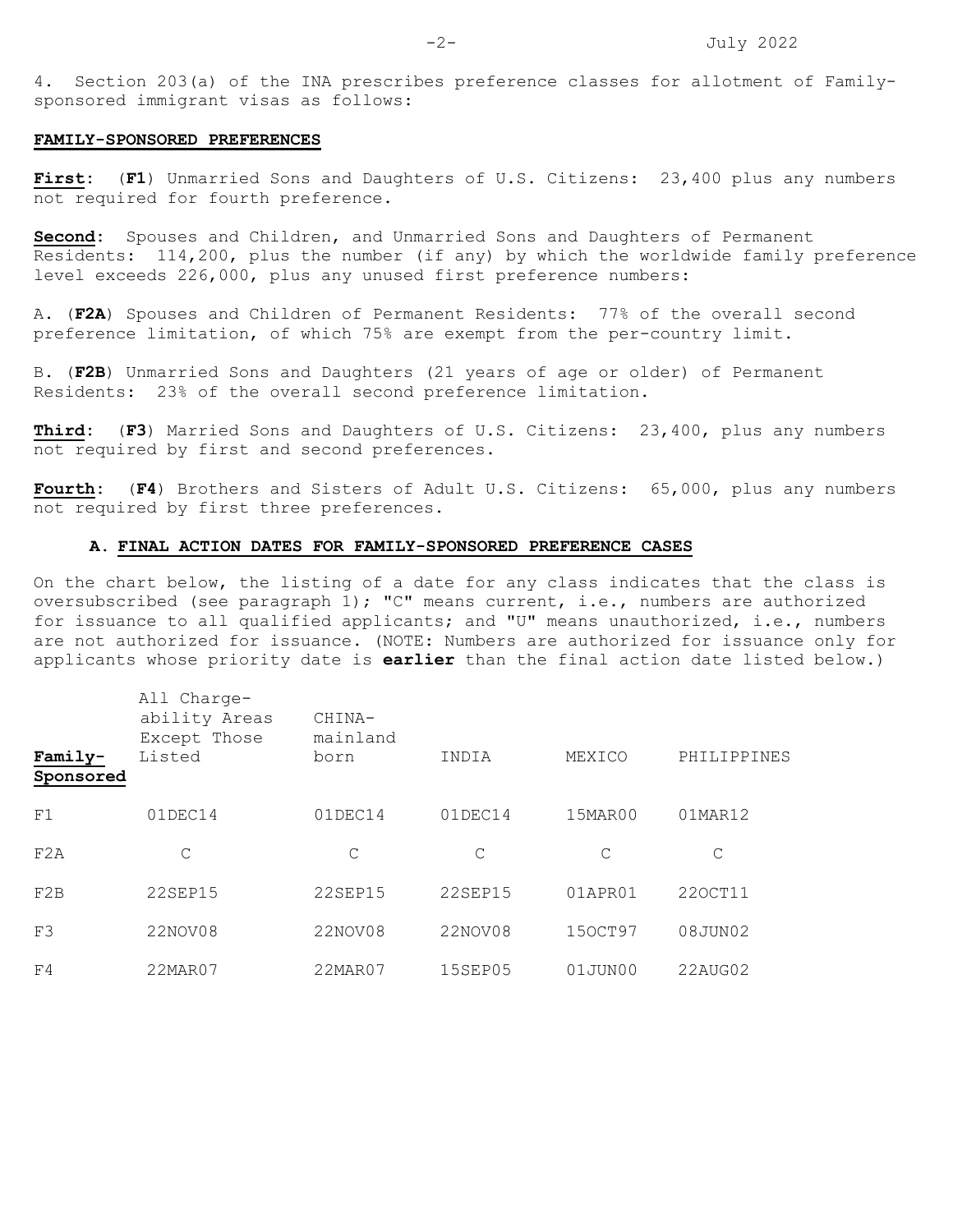4. Section 203(a) of the INA prescribes preference classes for allotment of Family-sponsored immigrant visas as follows:

**FAMILY-SPONSORED PREFERENCES**

**First**: (**F1**) Unmarried Sons and Daughters of U.S. Citizens: 23,400 plus any numbers not required for fourth preference.

**Second**: Spouses and Children, and Unmarried Sons and Daughters of Permanent Residents: 114,200, plus the number (if any) by which the worldwide family preference level exceeds 226,000, plus any unused first preference numbers:

A. (**F2A**) Spouses and Children of Permanent Residents: 77% of the overall second preference limitation, of which 75% are exempt from the per-country limit.

B. (**F2B**) Unmarried Sons and Daughters (21 years of age or older) of Permanent Residents: 23% of the overall second preference limitation.

**Third**: (**F3**) Married Sons and Daughters of U.S. Citizens: 23,400, plus any numbers not required by first and second preferences.

**Fourth**: (**F4**) Brothers and Sisters of Adult U.S. Citizens: 65,000, plus any numbers not required by first three preferences.

## A. FINAL ACTION DATES FOR FAMILY-SPONSORED PREFERENCE CASES

On the chart below, the listing of a date for any class indicates that the class is oversubscribed (see paragraph 1); "C" means current, i.e., numbers are authorized for issuance to all qualified applicants; and "U" means unauthorized, i.e., numbers are not authorized for issuance. (NOTE: Numbers are authorized for issuance only for applicants whose priority date is **earlier** than the final action date listed below.)

| **Family-Sponsored** | All Chargeability Areas Except Those Listed | CHINA-mainland born | INDIA | MEXICO | PHILIPPINES |
|---|---|---|---|---|---|
| F1 | 01DEC14 | 01DEC14 | 01DEC14 | 15MAR00 | 01MAR12 |
| F2A | C | C | C | C | C |
| F2B | 22SEP15 | 22SEP15 | 22SEP15 | 01APR01 | 22OCT11 |
| F3 | 22NOV08 | 22NOV08 | 22NOV08 | 15OCT97 | 08JUN02 |
| F4 | 22MAR07 | 22MAR07 | 15SEP05 | 01JUN00 | 22AUG02 |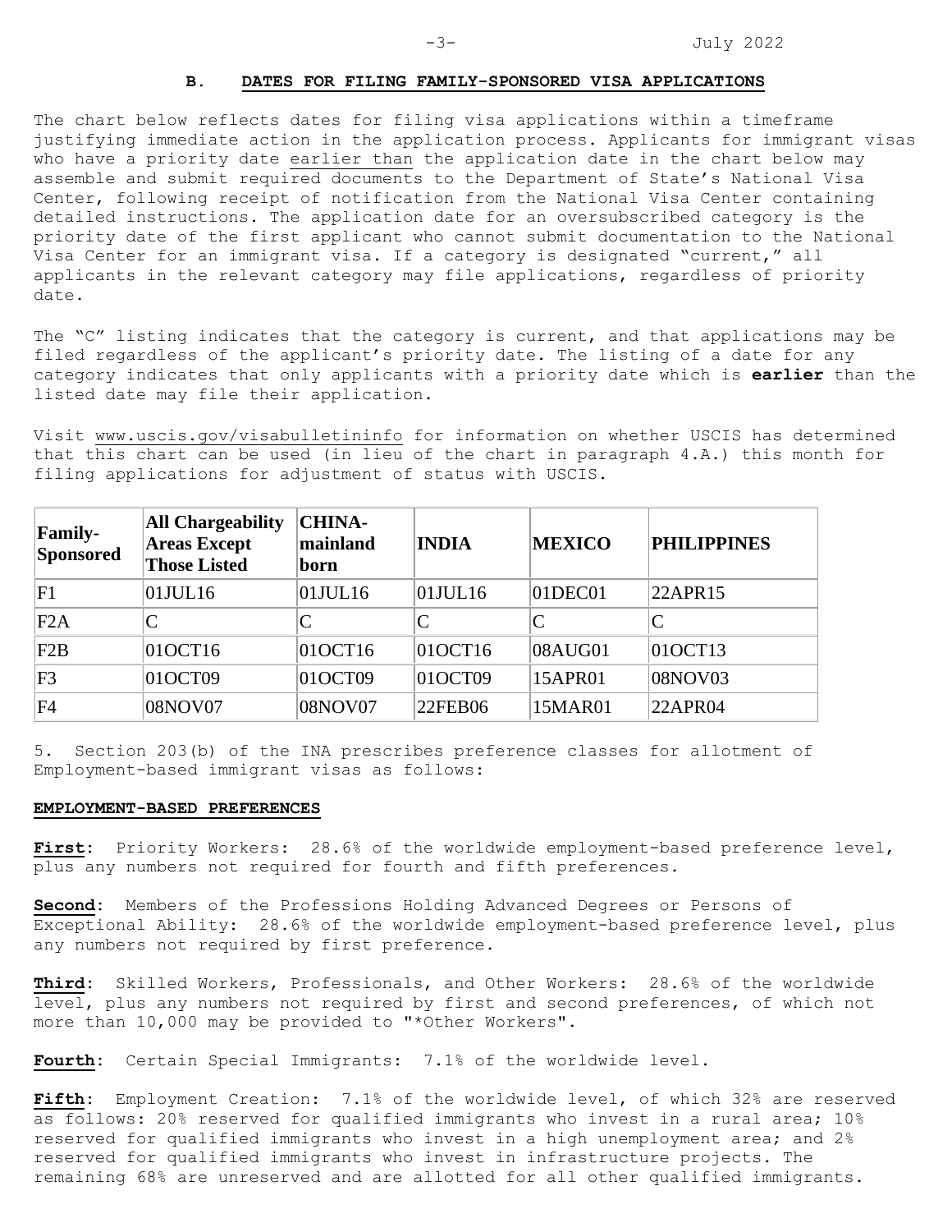## B. DATES FOR FILING FAMILY-SPONSORED VISA APPLICATIONS

The chart below reflects dates for filing visa applications within a timeframe justifying immediate action in the application process. Applicants for immigrant visas who have a priority date earlier than the application date in the chart below may assemble and submit required documents to the Department of State's National Visa Center, following receipt of notification from the National Visa Center containing detailed instructions. The application date for an oversubscribed category is the priority date of the first applicant who cannot submit documentation to the National Visa Center for an immigrant visa. If a category is designated "current," all applicants in the relevant category may file applications, regardless of priority date.

The "C" listing indicates that the category is current, and that applications may be filed regardless of the applicant's priority date. The listing of a date for any category indicates that only applicants with a priority date which is **earlier** than the listed date may file their application.

Visit www.uscis.gov/visabulletininfo for information on whether USCIS has determined that this chart can be used (in lieu of the chart in paragraph 4.A.) this month for filing applications for adjustment of status with USCIS.

| Family-Sponsored | All Chargeability Areas Except Those Listed | CHINA-mainland born | INDIA | MEXICO | PHILIPPINES |
|---|---|---|---|---|---|
| F1 | 01JUL16 | 01JUL16 | 01JUL16 | 01DEC01 | 22APR15 |
| F2A | C | C | C | C | C |
| F2B | 01OCT16 | 01OCT16 | 01OCT16 | 08AUG01 | 01OCT13 |
| F3 | 01OCT09 | 01OCT09 | 01OCT09 | 15APR01 | 08NOV03 |
| F4 | 08NOV07 | 08NOV07 | 22FEB06 | 15MAR01 | 22APR04 |

5. Section 203(b) of the INA prescribes preference classes for allotment of Employment-based immigrant visas as follows:

**EMPLOYMENT-BASED PREFERENCES**

**First**: Priority Workers: 28.6% of the worldwide employment-based preference level, plus any numbers not required for fourth and fifth preferences.

**Second**: Members of the Professions Holding Advanced Degrees or Persons of Exceptional Ability: 28.6% of the worldwide employment-based preference level, plus any numbers not required by first preference.

**Third**: Skilled Workers, Professionals, and Other Workers: 28.6% of the worldwide level, plus any numbers not required by first and second preferences, of which not more than 10,000 may be provided to "*Other Workers".

**Fourth**: Certain Special Immigrants: 7.1% of the worldwide level.

**Fifth**: Employment Creation: 7.1% of the worldwide level, of which 32% are reserved as follows: 20% reserved for qualified immigrants who invest in a rural area; 10% reserved for qualified immigrants who invest in a high unemployment area; and 2% reserved for qualified immigrants who invest in infrastructure projects. The remaining 68% are unreserved and are allotted for all other qualified immigrants.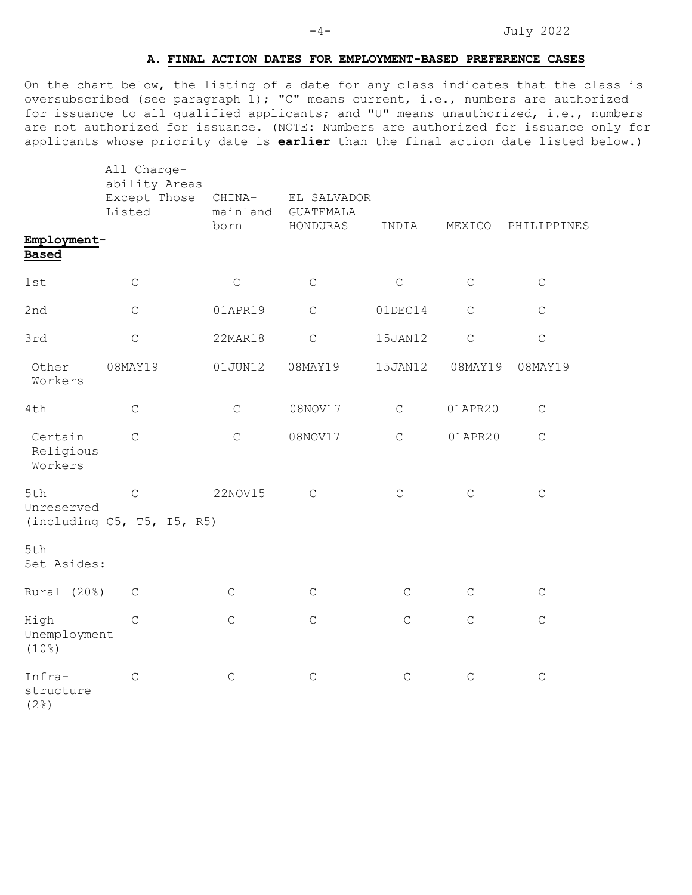## A. FINAL ACTION DATES FOR EMPLOYMENT-BASED PREFERENCE CASES

On the chart below, the listing of a date for any class indicates that the class is oversubscribed (see paragraph 1); "C" means current, i.e., numbers are authorized for issuance to all qualified applicants; and "U" means unauthorized, i.e., numbers are not authorized for issuance. (NOTE: Numbers are authorized for issuance only for applicants whose priority date is **earlier** than the final action date listed below.)

| Employment-Based | All Chargeability Areas Except Those Listed | CHINA-mainland born | EL SALVADOR GUATEMALA HONDURAS | INDIA | MEXICO | PHILIPPINES |
|---|---|---|---|---|---|---|
| 1st | C | C | C | C | C | C |
| 2nd | C | 01APR19 | C | 01DEC14 | C | C |
| 3rd | C | 22MAR18 | C | 15JAN12 | C | C |
| Other Workers | 08MAY19 | 01JUN12 | 08MAY19 | 15JAN12 | 08MAY19 | 08MAY19 |
| 4th | C | C | 08NOV17 | C | 01APR20 | C |
| Certain Religious Workers | C | C | 08NOV17 | C | 01APR20 | C |
| 5th Unreserved (including C5, T5, I5, R5) | C | 22NOV15 | C | C | C | C |
| 5th Set Asides: | | | | | | |
| Rural (20%) | C | C | C | C | C | C |
| High Unemployment (10%) | C | C | C | C | C | C |
| Infrastructure (2%) | C | C | C | C | C | C |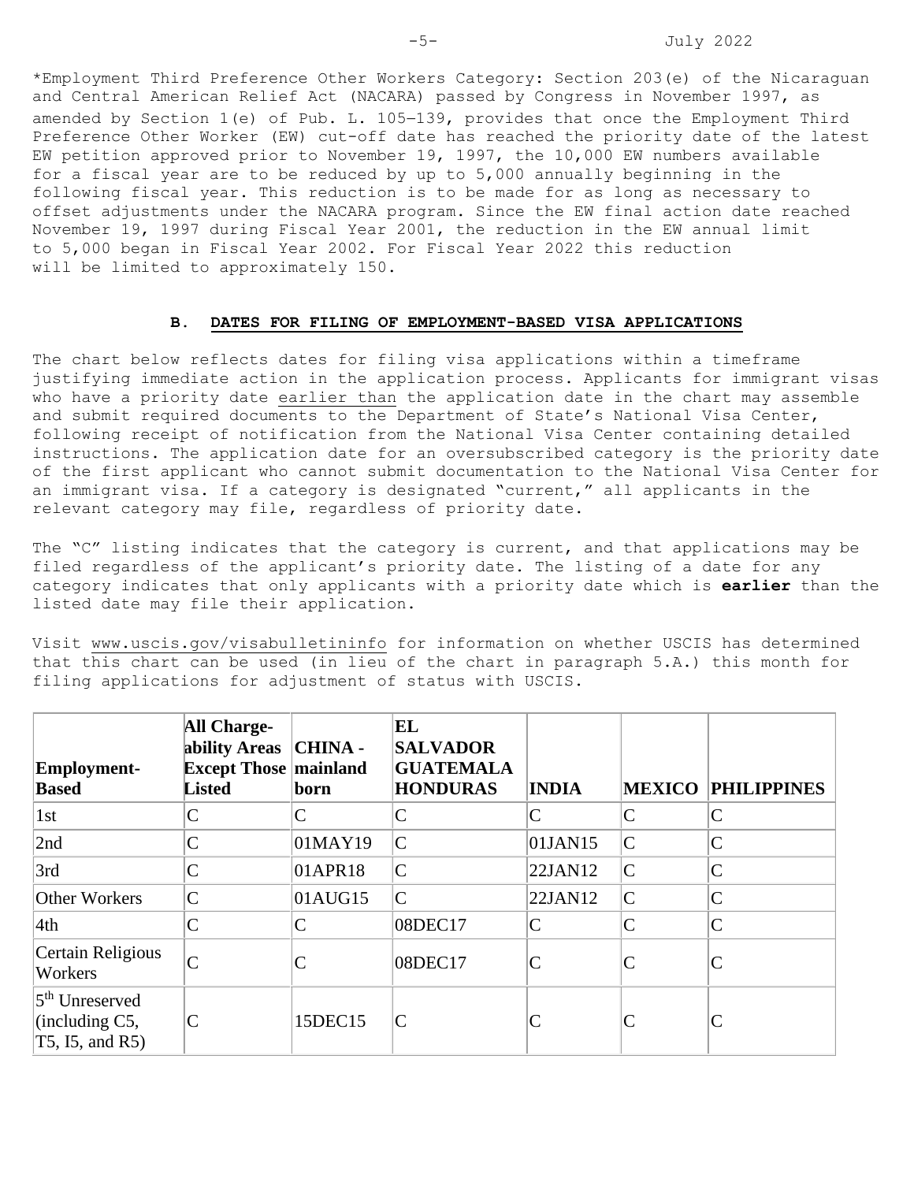*Employment Third Preference Other Workers Category: Section 203(e) of the Nicaraguan and Central American Relief Act (NACARA) passed by Congress in November 1997, as amended by Section 1(e) of Pub. L. 105–139, provides that once the Employment Third Preference Other Worker (EW) cut-off date has reached the priority date of the latest EW petition approved prior to November 19, 1997, the 10,000 EW numbers available for a fiscal year are to be reduced by up to 5,000 annually beginning in the following fiscal year. This reduction is to be made for as long as necessary to offset adjustments under the NACARA program. Since the EW final action date reached November 19, 1997 during Fiscal Year 2001, the reduction in the EW annual limit to 5,000 began in Fiscal Year 2002. For Fiscal Year 2022 this reduction will be limited to approximately 150.

## B. DATES FOR FILING OF EMPLOYMENT-BASED VISA APPLICATIONS

The chart below reflects dates for filing visa applications within a timeframe justifying immediate action in the application process. Applicants for immigrant visas who have a priority date earlier than the application date in the chart may assemble and submit required documents to the Department of State's National Visa Center, following receipt of notification from the National Visa Center containing detailed instructions. The application date for an oversubscribed category is the priority date of the first applicant who cannot submit documentation to the National Visa Center for an immigrant visa. If a category is designated "current," all applicants in the relevant category may file, regardless of priority date.

The "C" listing indicates that the category is current, and that applications may be filed regardless of the applicant's priority date. The listing of a date for any category indicates that only applicants with a priority date which is **earlier** than the listed date may file their application.

Visit www.uscis.gov/visabulletininfo for information on whether USCIS has determined that this chart can be used (in lieu of the chart in paragraph 5.A.) this month for filing applications for adjustment of status with USCIS.

| Employment-Based | All Chargeability Areas Except Those Listed | CHINA - mainland born | EL SALVADOR GUATEMALA HONDURAS | INDIA | MEXICO | PHILIPPINES |
|---|---|---|---|---|---|---|
| 1st | C | C | C | C | C | C |
| 2nd | C | 01MAY19 | C | 01JAN15 | C | C |
| 3rd | C | 01APR18 | C | 22JAN12 | C | C |
| Other Workers | C | 01AUG15 | C | 22JAN12 | C | C |
| 4th | C | C | 08DEC17 | C | C | C |
| Certain Religious Workers | C | C | 08DEC17 | C | C | C |
| 5th Unreserved (including C5, T5, I5, and R5) | C | 15DEC15 | C | C | C | C |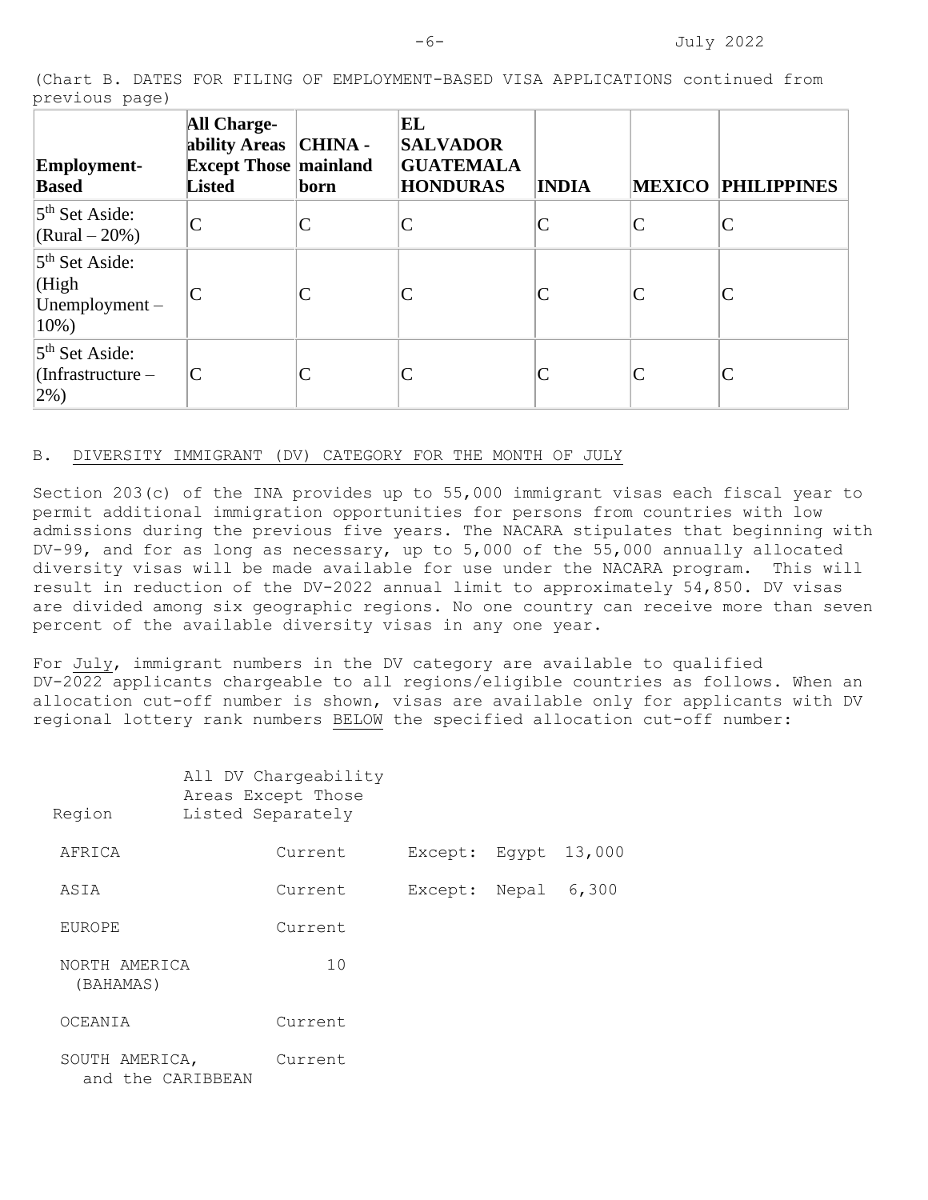(Chart B. DATES FOR FILING OF EMPLOYMENT-BASED VISA APPLICATIONS continued from previous page)

| Employment-Based | All Chargeability Areas Except Those Listed | CHINA - mainland born | EL SALVADOR GUATEMALA HONDURAS | INDIA | MEXICO | PHILIPPINES |
|---|---|---|---|---|---|---|
| 5th Set Aside: (Rural – 20%) | C | C | C | C | C | C |
| 5th Set Aside: (High Unemployment – 10%) | C | C | C | C | C | C |
| 5th Set Aside: (Infrastructure – 2%) | C | C | C | C | C | C |

B. DIVERSITY IMMIGRANT (DV) CATEGORY FOR THE MONTH OF JULY

Section 203(c) of the INA provides up to 55,000 immigrant visas each fiscal year to permit additional immigration opportunities for persons from countries with low admissions during the previous five years. The NACARA stipulates that beginning with DV-99, and for as long as necessary, up to 5,000 of the 55,000 annually allocated diversity visas will be made available for use under the NACARA program. This will result in reduction of the DV-2022 annual limit to approximately 54,850. DV visas are divided among six geographic regions. No one country can receive more than seven percent of the available diversity visas in any one year.

For July, immigrant numbers in the DV category are available to qualified DV-2022 applicants chargeable to all regions/eligible countries as follows. When an allocation cut-off number is shown, visas are available only for applicants with DV regional lottery rank numbers BELOW the specified allocation cut-off number:

| Region | All DV Chargeability Areas Except Those Listed Separately | |
|---|---|---|
| AFRICA | Current | Except: Egypt 13,000 |
| ASIA | Current | Except: Nepal 6,300 |
| EUROPE | Current | |
| NORTH AMERICA (BAHAMAS) | 10 | |
| OCEANIA | Current | |
| SOUTH AMERICA, and the CARIBBEAN | Current | |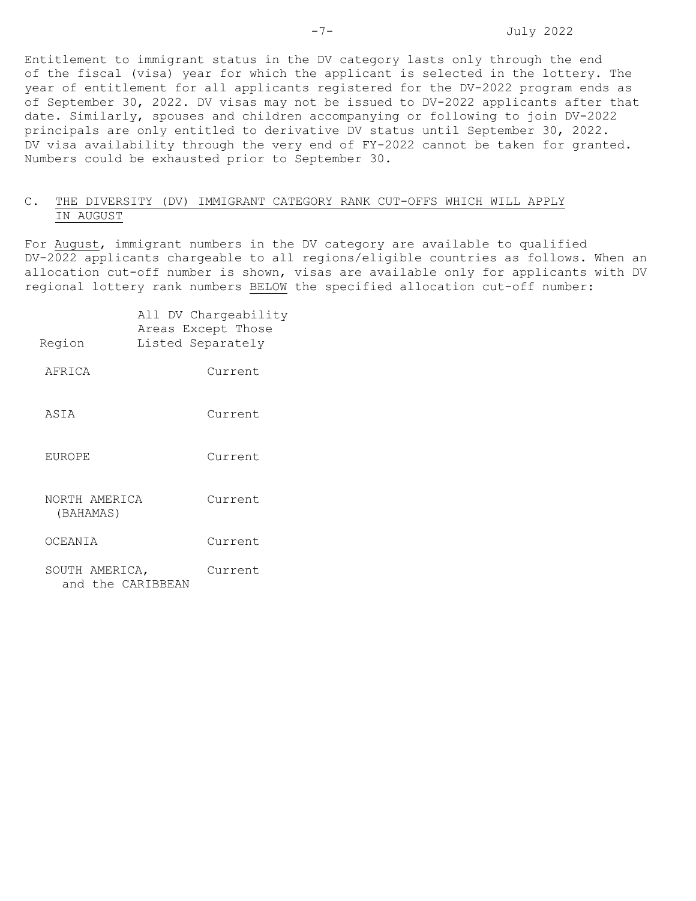Entitlement to immigrant status in the DV category lasts only through the end of the fiscal (visa) year for which the applicant is selected in the lottery. The year of entitlement for all applicants registered for the DV-2022 program ends as of September 30, 2022. DV visas may not be issued to DV-2022 applicants after that date. Similarly, spouses and children accompanying or following to join DV-2022 principals are only entitled to derivative DV status until September 30, 2022. DV visa availability through the very end of FY-2022 cannot be taken for granted. Numbers could be exhausted prior to September 30.

## C. THE DIVERSITY (DV) IMMIGRANT CATEGORY RANK CUT-OFFS WHICH WILL APPLY IN AUGUST

For August, immigrant numbers in the DV category are available to qualified DV-2022 applicants chargeable to all regions/eligible countries as follows. When an allocation cut-off number is shown, visas are available only for applicants with DV regional lottery rank numbers BELOW the specified allocation cut-off number:

| Region | All DV Chargeability Areas Except Those Listed Separately |
|---|---|
| AFRICA | Current |
| ASIA | Current |
| EUROPE | Current |
| NORTH AMERICA (BAHAMAS) | Current |
| OCEANIA | Current |
| SOUTH AMERICA, and the CARIBBEAN | Current |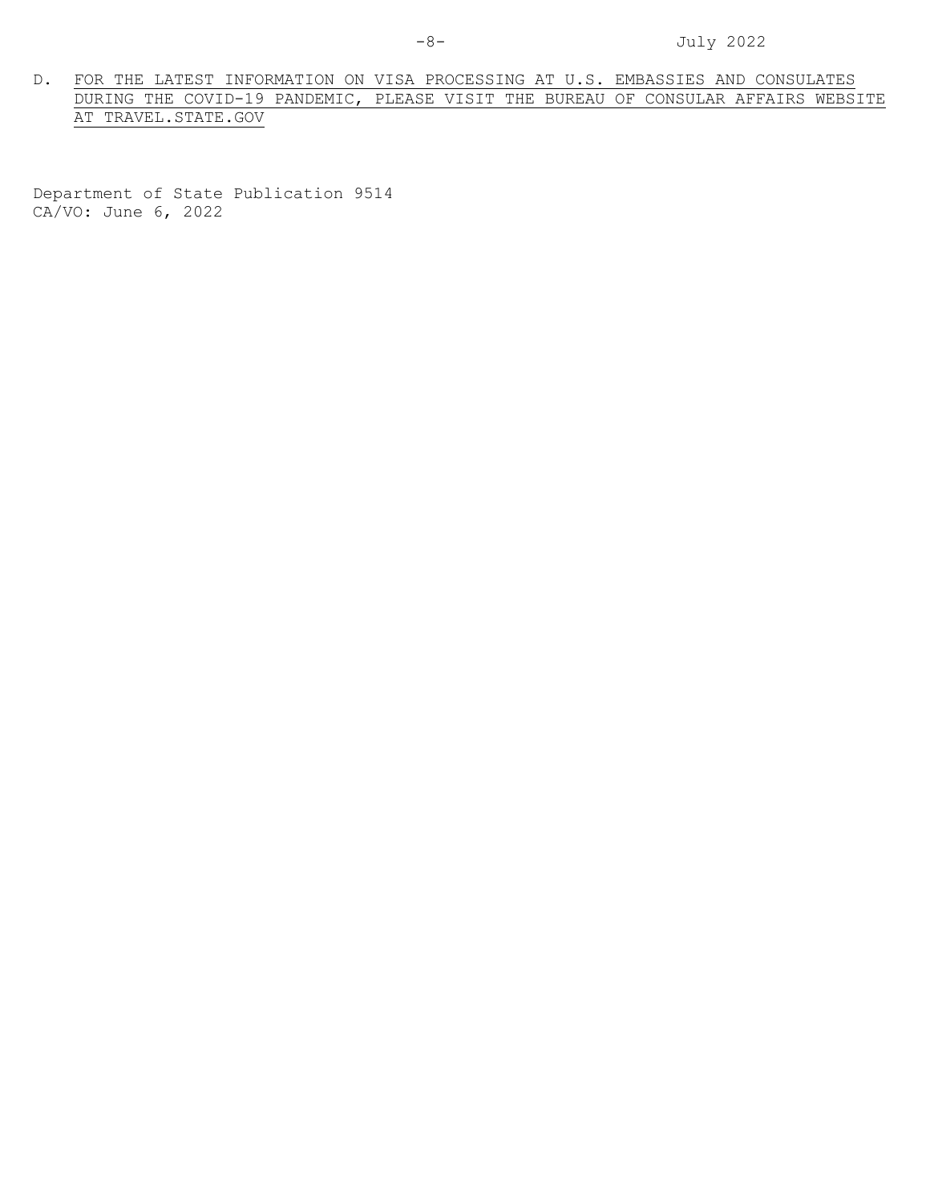D. FOR THE LATEST INFORMATION ON VISA PROCESSING AT U.S. EMBASSIES AND CONSULATES DURING THE COVID-19 PANDEMIC, PLEASE VISIT THE BUREAU OF CONSULAR AFFAIRS WEBSITE AT TRAVEL.STATE.GOV

Department of State Publication 9514
CA/VO: June 6, 2022